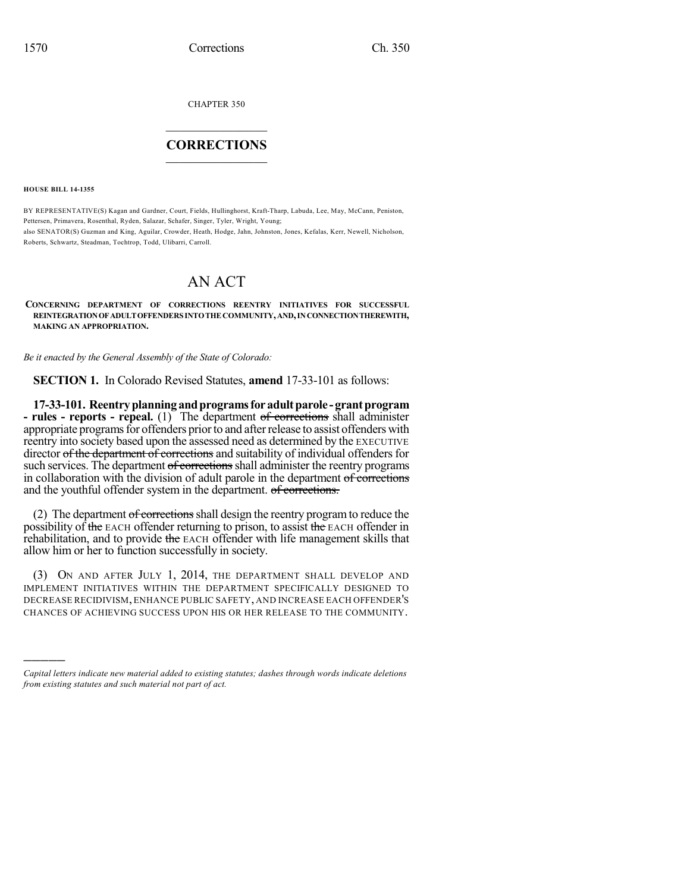CHAPTER 350

# CORRECTIONS

**HOUSE BILL 14-1355**

BY REPRESENTATIVE(S) Kagan and Gardner, Court, Fields, Hullinghorst, Kraft-Tharp, Labuda, Lee, May, McCann, Peniston, Pettersen, Primavera, Rosenthal, Ryden, Salazar, Schafer, Singer, Tyler, Wright, Young;
also SENATOR(S) Guzman and King, Aguilar, Crowder, Heath, Hodge, Jahn, Johnston, Jones, Kefalas, Kerr, Newell, Nicholson, Roberts, Schwartz, Steadman, Tochtrop, Todd, Ulibarri, Carroll.

# AN ACT

**CONCERNING DEPARTMENT OF CORRECTIONS REENTRY INITIATIVES FOR SUCCESSFUL REINTEGRATION OF ADULT OFFENDERS INTO THE COMMUNITY, AND, IN CONNECTION THEREWITH, MAKING AN APPROPRIATION.**

*Be it enacted by the General Assembly of the State of Colorado:*

**SECTION 1.** In Colorado Revised Statutes, **amend** 17-33-101 as follows:

**17-33-101. Reentry planning and programs for adult parole - grant program - rules - reports - repeal.** (1) The department ~~of corrections~~ shall administer appropriate programs for offenders prior to and after release to assist offenders with reentry into society based upon the assessed need as determined by the EXECUTIVE director ~~of the department of corrections~~ and suitability of individual offenders for such services. The department ~~of corrections~~ shall administer the reentry programs in collaboration with the division of adult parole in the department ~~of corrections~~ and the youthful offender system in the department. ~~of corrections.~~

(2) The department ~~of corrections~~ shall design the reentry program to reduce the possibility of ~~the~~ EACH offender returning to prison, to assist ~~the~~ EACH offender in rehabilitation, and to provide ~~the~~ EACH offender with life management skills that allow him or her to function successfully in society.

(3) ON AND AFTER JULY 1, 2014, THE DEPARTMENT SHALL DEVELOP AND IMPLEMENT INITIATIVES WITHIN THE DEPARTMENT SPECIFICALLY DESIGNED TO DECREASE RECIDIVISM, ENHANCE PUBLIC SAFETY, AND INCREASE EACH OFFENDER'S CHANCES OF ACHIEVING SUCCESS UPON HIS OR HER RELEASE TO THE COMMUNITY.

---

*Capital letters indicate new material added to existing statutes; dashes through words indicate deletions from existing statutes and such material not part of act.*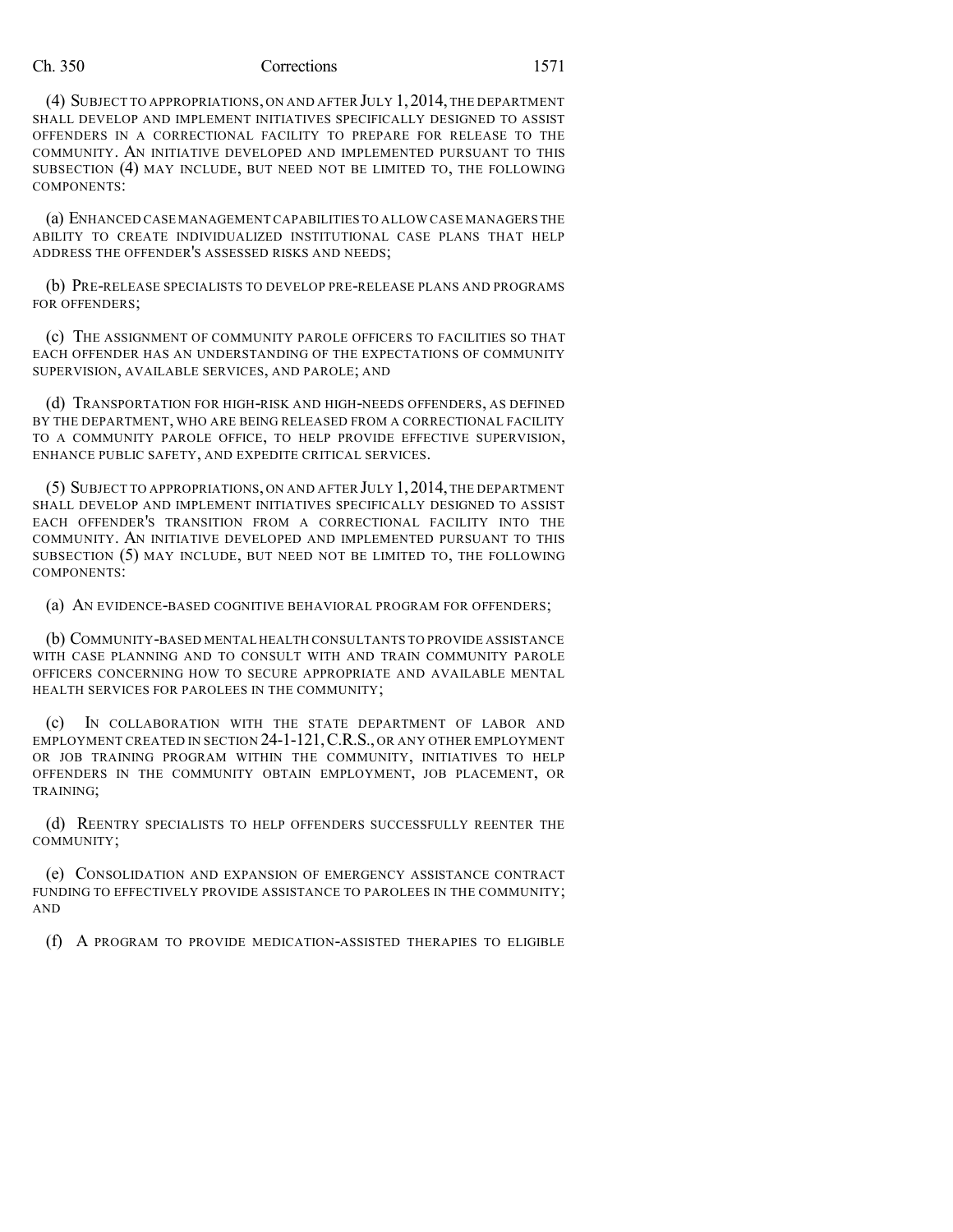(4) SUBJECT TO APPROPRIATIONS, ON AND AFTER JULY 1, 2014, THE DEPARTMENT SHALL DEVELOP AND IMPLEMENT INITIATIVES SPECIFICALLY DESIGNED TO ASSIST OFFENDERS IN A CORRECTIONAL FACILITY TO PREPARE FOR RELEASE TO THE COMMUNITY. AN INITIATIVE DEVELOPED AND IMPLEMENTED PURSUANT TO THIS SUBSECTION (4) MAY INCLUDE, BUT NEED NOT BE LIMITED TO, THE FOLLOWING COMPONENTS:

(a) ENHANCED CASE MANAGEMENT CAPABILITIES TO ALLOW CASE MANAGERS THE ABILITY TO CREATE INDIVIDUALIZED INSTITUTIONAL CASE PLANS THAT HELP ADDRESS THE OFFENDER'S ASSESSED RISKS AND NEEDS;

(b) PRE-RELEASE SPECIALISTS TO DEVELOP PRE-RELEASE PLANS AND PROGRAMS FOR OFFENDERS;

(c) THE ASSIGNMENT OF COMMUNITY PAROLE OFFICERS TO FACILITIES SO THAT EACH OFFENDER HAS AN UNDERSTANDING OF THE EXPECTATIONS OF COMMUNITY SUPERVISION, AVAILABLE SERVICES, AND PAROLE; AND

(d) TRANSPORTATION FOR HIGH-RISK AND HIGH-NEEDS OFFENDERS, AS DEFINED BY THE DEPARTMENT, WHO ARE BEING RELEASED FROM A CORRECTIONAL FACILITY TO A COMMUNITY PAROLE OFFICE, TO HELP PROVIDE EFFECTIVE SUPERVISION, ENHANCE PUBLIC SAFETY, AND EXPEDITE CRITICAL SERVICES.

(5) SUBJECT TO APPROPRIATIONS, ON AND AFTER JULY 1, 2014, THE DEPARTMENT SHALL DEVELOP AND IMPLEMENT INITIATIVES SPECIFICALLY DESIGNED TO ASSIST EACH OFFENDER'S TRANSITION FROM A CORRECTIONAL FACILITY INTO THE COMMUNITY. AN INITIATIVE DEVELOPED AND IMPLEMENTED PURSUANT TO THIS SUBSECTION (5) MAY INCLUDE, BUT NEED NOT BE LIMITED TO, THE FOLLOWING COMPONENTS:

(a) AN EVIDENCE-BASED COGNITIVE BEHAVIORAL PROGRAM FOR OFFENDERS;

(b) COMMUNITY-BASED MENTAL HEALTH CONSULTANTS TO PROVIDE ASSISTANCE WITH CASE PLANNING AND TO CONSULT WITH AND TRAIN COMMUNITY PAROLE OFFICERS CONCERNING HOW TO SECURE APPROPRIATE AND AVAILABLE MENTAL HEALTH SERVICES FOR PAROLEES IN THE COMMUNITY;

(c) IN COLLABORATION WITH THE STATE DEPARTMENT OF LABOR AND EMPLOYMENT CREATED IN SECTION 24-1-121, C.R.S., OR ANY OTHER EMPLOYMENT OR JOB TRAINING PROGRAM WITHIN THE COMMUNITY, INITIATIVES TO HELP OFFENDERS IN THE COMMUNITY OBTAIN EMPLOYMENT, JOB PLACEMENT, OR TRAINING;

(d) REENTRY SPECIALISTS TO HELP OFFENDERS SUCCESSFULLY REENTER THE COMMUNITY;

(e) CONSOLIDATION AND EXPANSION OF EMERGENCY ASSISTANCE CONTRACT FUNDING TO EFFECTIVELY PROVIDE ASSISTANCE TO PAROLEES IN THE COMMUNITY; AND

(f) A PROGRAM TO PROVIDE MEDICATION-ASSISTED THERAPIES TO ELIGIBLE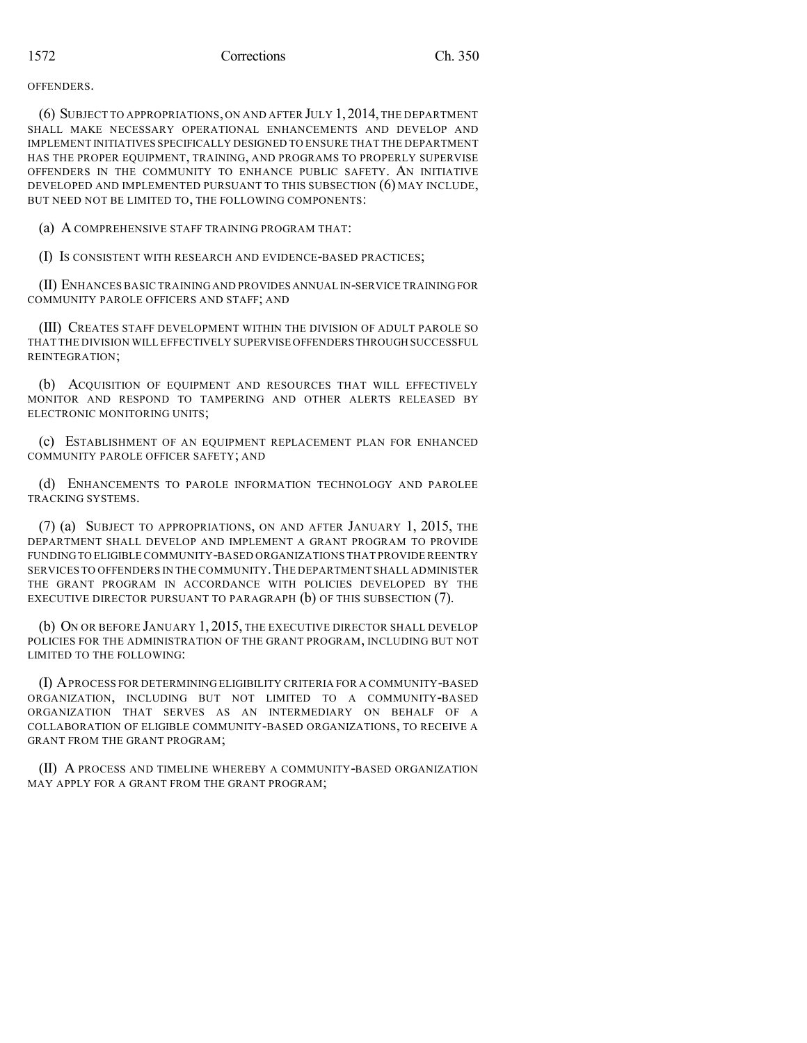OFFENDERS.

(6) SUBJECT TO APPROPRIATIONS, ON AND AFTER JULY 1, 2014, THE DEPARTMENT SHALL MAKE NECESSARY OPERATIONAL ENHANCEMENTS AND DEVELOP AND IMPLEMENT INITIATIVES SPECIFICALLY DESIGNED TO ENSURE THAT THE DEPARTMENT HAS THE PROPER EQUIPMENT, TRAINING, AND PROGRAMS TO PROPERLY SUPERVISE OFFENDERS IN THE COMMUNITY TO ENHANCE PUBLIC SAFETY. AN INITIATIVE DEVELOPED AND IMPLEMENTED PURSUANT TO THIS SUBSECTION (6) MAY INCLUDE, BUT NEED NOT BE LIMITED TO, THE FOLLOWING COMPONENTS:

(a) A COMPREHENSIVE STAFF TRAINING PROGRAM THAT:

(I) IS CONSISTENT WITH RESEARCH AND EVIDENCE-BASED PRACTICES;

(II) ENHANCES BASIC TRAINING AND PROVIDES ANNUAL IN-SERVICE TRAINING FOR COMMUNITY PAROLE OFFICERS AND STAFF; AND

(III) CREATES STAFF DEVELOPMENT WITHIN THE DIVISION OF ADULT PAROLE SO THAT THE DIVISION WILL EFFECTIVELY SUPERVISE OFFENDERS THROUGH SUCCESSFUL REINTEGRATION;

(b) ACQUISITION OF EQUIPMENT AND RESOURCES THAT WILL EFFECTIVELY MONITOR AND RESPOND TO TAMPERING AND OTHER ALERTS RELEASED BY ELECTRONIC MONITORING UNITS;

(c) ESTABLISHMENT OF AN EQUIPMENT REPLACEMENT PLAN FOR ENHANCED COMMUNITY PAROLE OFFICER SAFETY; AND

(d) ENHANCEMENTS TO PAROLE INFORMATION TECHNOLOGY AND PAROLEE TRACKING SYSTEMS.

(7) (a) SUBJECT TO APPROPRIATIONS, ON AND AFTER JANUARY 1, 2015, THE DEPARTMENT SHALL DEVELOP AND IMPLEMENT A GRANT PROGRAM TO PROVIDE FUNDING TO ELIGIBLE COMMUNITY-BASED ORGANIZATIONS THAT PROVIDE REENTRY SERVICES TO OFFENDERS IN THE COMMUNITY. THE DEPARTMENT SHALL ADMINISTER THE GRANT PROGRAM IN ACCORDANCE WITH POLICIES DEVELOPED BY THE EXECUTIVE DIRECTOR PURSUANT TO PARAGRAPH (b) OF THIS SUBSECTION (7).

(b) ON OR BEFORE JANUARY 1, 2015, THE EXECUTIVE DIRECTOR SHALL DEVELOP POLICIES FOR THE ADMINISTRATION OF THE GRANT PROGRAM, INCLUDING BUT NOT LIMITED TO THE FOLLOWING:

(I) A PROCESS FOR DETERMINING ELIGIBILITY CRITERIA FOR A COMMUNITY-BASED ORGANIZATION, INCLUDING BUT NOT LIMITED TO A COMMUNITY-BASED ORGANIZATION THAT SERVES AS AN INTERMEDIARY ON BEHALF OF A COLLABORATION OF ELIGIBLE COMMUNITY-BASED ORGANIZATIONS, TO RECEIVE A GRANT FROM THE GRANT PROGRAM;

(II) A PROCESS AND TIMELINE WHEREBY A COMMUNITY-BASED ORGANIZATION MAY APPLY FOR A GRANT FROM THE GRANT PROGRAM;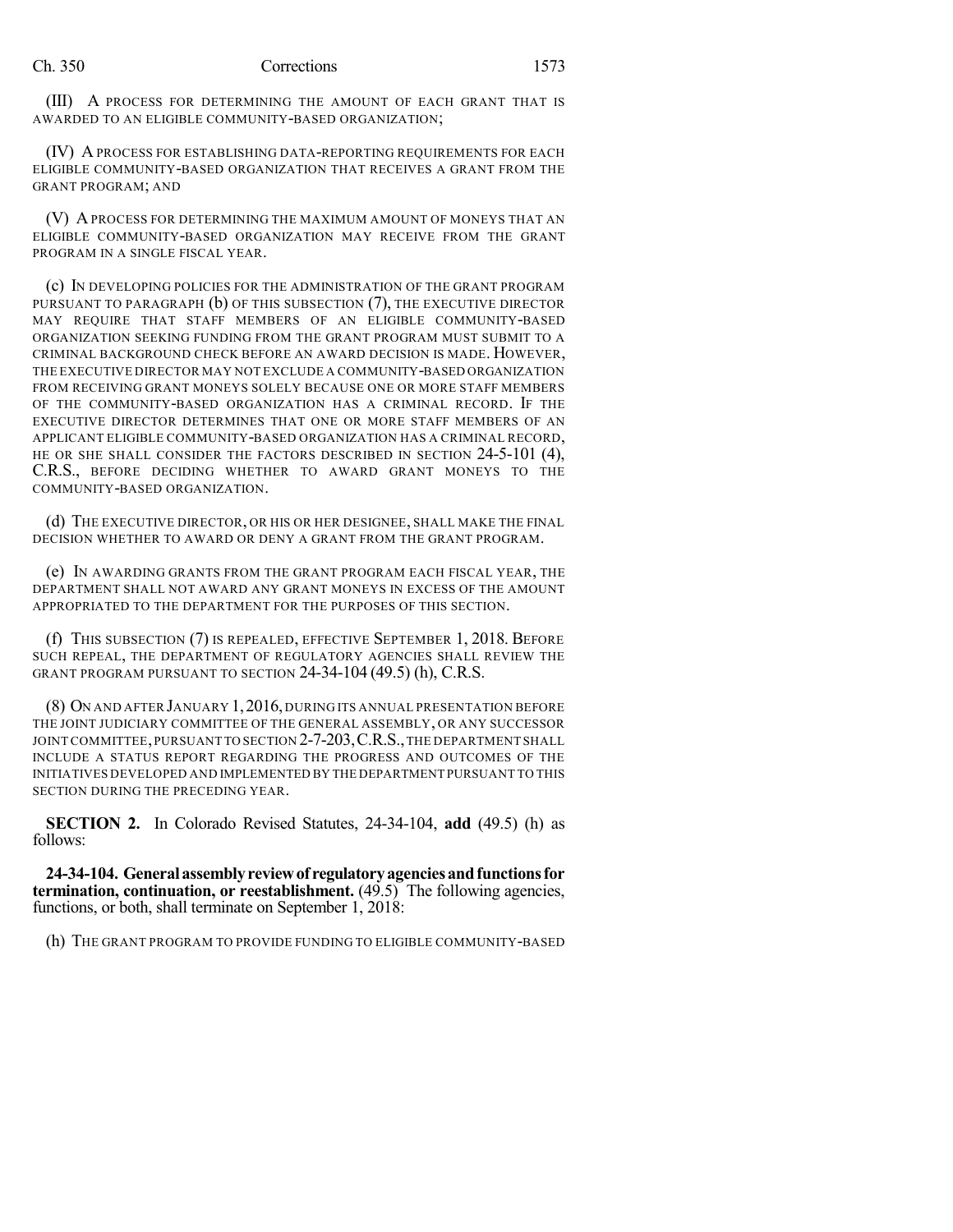(III) A PROCESS FOR DETERMINING THE AMOUNT OF EACH GRANT THAT IS AWARDED TO AN ELIGIBLE COMMUNITY-BASED ORGANIZATION;

(IV) A PROCESS FOR ESTABLISHING DATA-REPORTING REQUIREMENTS FOR EACH ELIGIBLE COMMUNITY-BASED ORGANIZATION THAT RECEIVES A GRANT FROM THE GRANT PROGRAM; AND

(V) A PROCESS FOR DETERMINING THE MAXIMUM AMOUNT OF MONEYS THAT AN ELIGIBLE COMMUNITY-BASED ORGANIZATION MAY RECEIVE FROM THE GRANT PROGRAM IN A SINGLE FISCAL YEAR.

(c) IN DEVELOPING POLICIES FOR THE ADMINISTRATION OF THE GRANT PROGRAM PURSUANT TO PARAGRAPH (b) OF THIS SUBSECTION (7), THE EXECUTIVE DIRECTOR MAY REQUIRE THAT STAFF MEMBERS OF AN ELIGIBLE COMMUNITY-BASED ORGANIZATION SEEKING FUNDING FROM THE GRANT PROGRAM MUST SUBMIT TO A CRIMINAL BACKGROUND CHECK BEFORE AN AWARD DECISION IS MADE. HOWEVER, THE EXECUTIVE DIRECTOR MAY NOT EXCLUDE A COMMUNITY-BASED ORGANIZATION FROM RECEIVING GRANT MONEYS SOLELY BECAUSE ONE OR MORE STAFF MEMBERS OF THE COMMUNITY-BASED ORGANIZATION HAS A CRIMINAL RECORD. IF THE EXECUTIVE DIRECTOR DETERMINES THAT ONE OR MORE STAFF MEMBERS OF AN APPLICANT ELIGIBLE COMMUNITY-BASED ORGANIZATION HAS A CRIMINAL RECORD, HE OR SHE SHALL CONSIDER THE FACTORS DESCRIBED IN SECTION 24-5-101 (4), C.R.S., BEFORE DECIDING WHETHER TO AWARD GRANT MONEYS TO THE COMMUNITY-BASED ORGANIZATION.

(d) THE EXECUTIVE DIRECTOR, OR HIS OR HER DESIGNEE, SHALL MAKE THE FINAL DECISION WHETHER TO AWARD OR DENY A GRANT FROM THE GRANT PROGRAM.

(e) IN AWARDING GRANTS FROM THE GRANT PROGRAM EACH FISCAL YEAR, THE DEPARTMENT SHALL NOT AWARD ANY GRANT MONEYS IN EXCESS OF THE AMOUNT APPROPRIATED TO THE DEPARTMENT FOR THE PURPOSES OF THIS SECTION.

(f) THIS SUBSECTION (7) IS REPEALED, EFFECTIVE SEPTEMBER 1, 2018. BEFORE SUCH REPEAL, THE DEPARTMENT OF REGULATORY AGENCIES SHALL REVIEW THE GRANT PROGRAM PURSUANT TO SECTION 24-34-104 (49.5) (h), C.R.S.

(8) ON AND AFTER JANUARY 1, 2016, DURING ITS ANNUAL PRESENTATION BEFORE THE JOINT JUDICIARY COMMITTEE OF THE GENERAL ASSEMBLY, OR ANY SUCCESSOR JOINT COMMITTEE, PURSUANT TO SECTION 2-7-203, C.R.S., THE DEPARTMENT SHALL INCLUDE A STATUS REPORT REGARDING THE PROGRESS AND OUTCOMES OF THE INITIATIVES DEVELOPED AND IMPLEMENTED BY THE DEPARTMENT PURSUANT TO THIS SECTION DURING THE PRECEDING YEAR.

**SECTION 2.** In Colorado Revised Statutes, 24-34-104, **add** (49.5) (h) as follows:

**24-34-104. General assembly review of regulatory agencies and functions for termination, continuation, or reestablishment.** (49.5) The following agencies, functions, or both, shall terminate on September 1, 2018:

(h) THE GRANT PROGRAM TO PROVIDE FUNDING TO ELIGIBLE COMMUNITY-BASED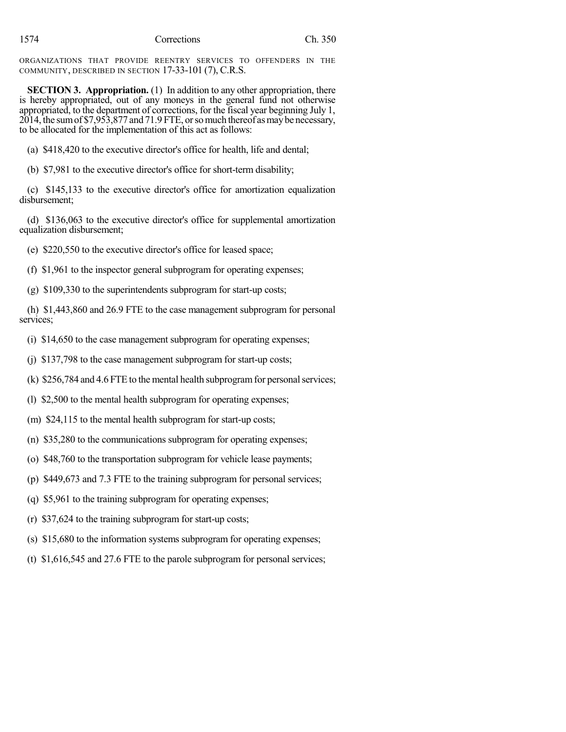ORGANIZATIONS THAT PROVIDE REENTRY SERVICES TO OFFENDERS IN THE COMMUNITY, DESCRIBED IN SECTION 17-33-101 (7), C.R.S.

**SECTION 3. Appropriation.** (1) In addition to any other appropriation, there is hereby appropriated, out of any moneys in the general fund not otherwise appropriated, to the department of corrections, for the fiscal year beginning July 1, 2014, the sum of $7,953,877 and 71.9 FTE, or so much thereof as may be necessary, to be allocated for the implementation of this act as follows:

(a) $418,420 to the executive director's office for health, life and dental;

(b) $7,981 to the executive director's office for short-term disability;

(c) $145,133 to the executive director's office for amortization equalization disbursement;

(d) $136,063 to the executive director's office for supplemental amortization equalization disbursement;

(e) $220,550 to the executive director's office for leased space;

(f) $1,961 to the inspector general subprogram for operating expenses;

(g) $109,330 to the superintendents subprogram for start-up costs;

(h) $1,443,860 and 26.9 FTE to the case management subprogram for personal services;

(i) $14,650 to the case management subprogram for operating expenses;

(j) $137,798 to the case management subprogram for start-up costs;

(k) $256,784 and 4.6 FTE to the mental health subprogram for personal services;

(l) $2,500 to the mental health subprogram for operating expenses;

(m) $24,115 to the mental health subprogram for start-up costs;

(n) $35,280 to the communications subprogram for operating expenses;

(o) $48,760 to the transportation subprogram for vehicle lease payments;

(p) $449,673 and 7.3 FTE to the training subprogram for personal services;

(q) $5,961 to the training subprogram for operating expenses;

(r) $37,624 to the training subprogram for start-up costs;

(s) $15,680 to the information systems subprogram for operating expenses;

(t) $1,616,545 and 27.6 FTE to the parole subprogram for personal services;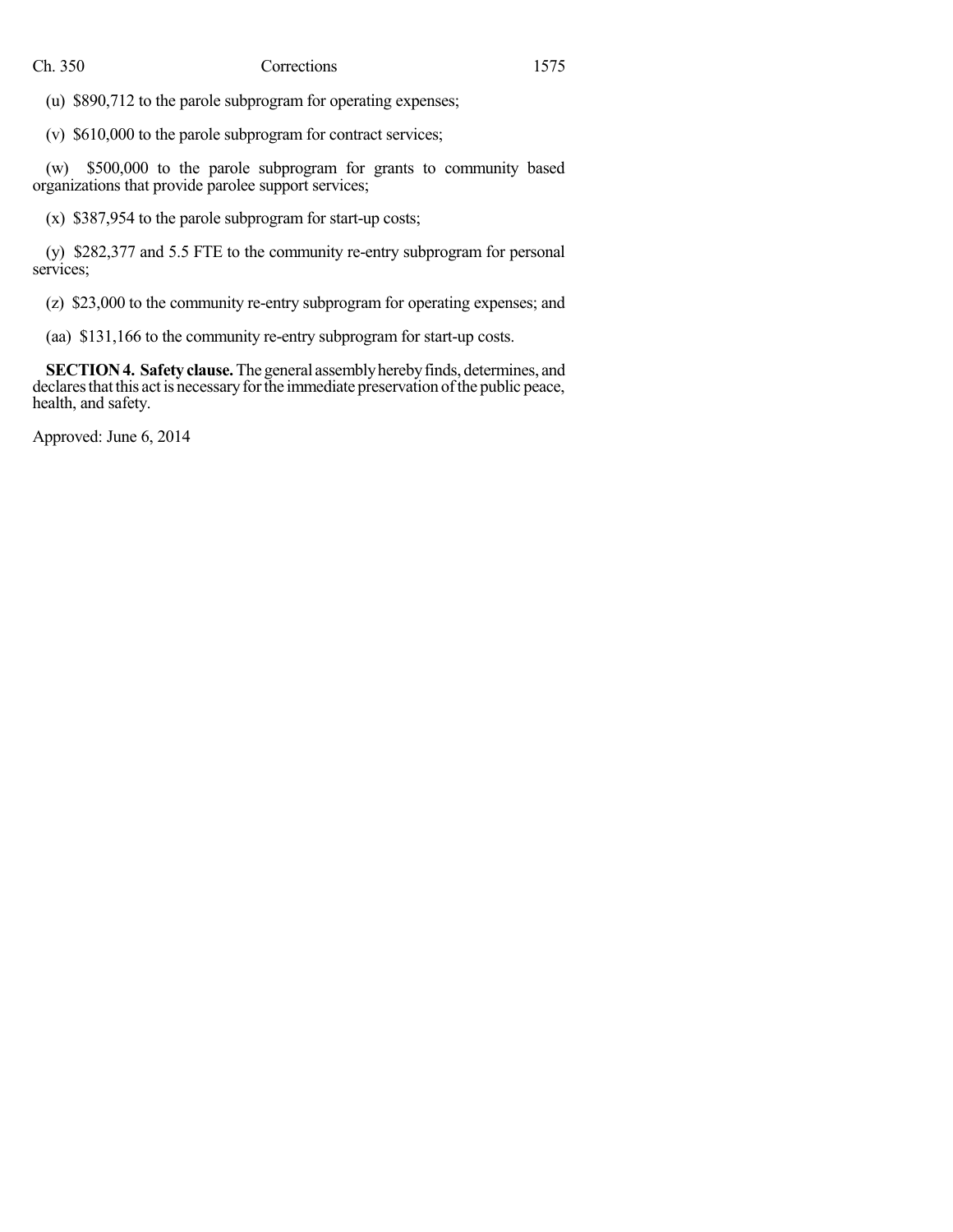(u) $890,712 to the parole subprogram for operating expenses;

(v) $610,000 to the parole subprogram for contract services;

(w) $500,000 to the parole subprogram for grants to community based organizations that provide parolee support services;

(x) $387,954 to the parole subprogram for start-up costs;

(y) $282,377 and 5.5 FTE to the community re-entry subprogram for personal services;

(z) $23,000 to the community re-entry subprogram for operating expenses; and

(aa) $131,166 to the community re-entry subprogram for start-up costs.

**SECTION 4. Safety clause.** The general assembly hereby finds, determines, and declares that this act is necessary for the immediate preservation of the public peace, health, and safety.

Approved: June 6, 2014